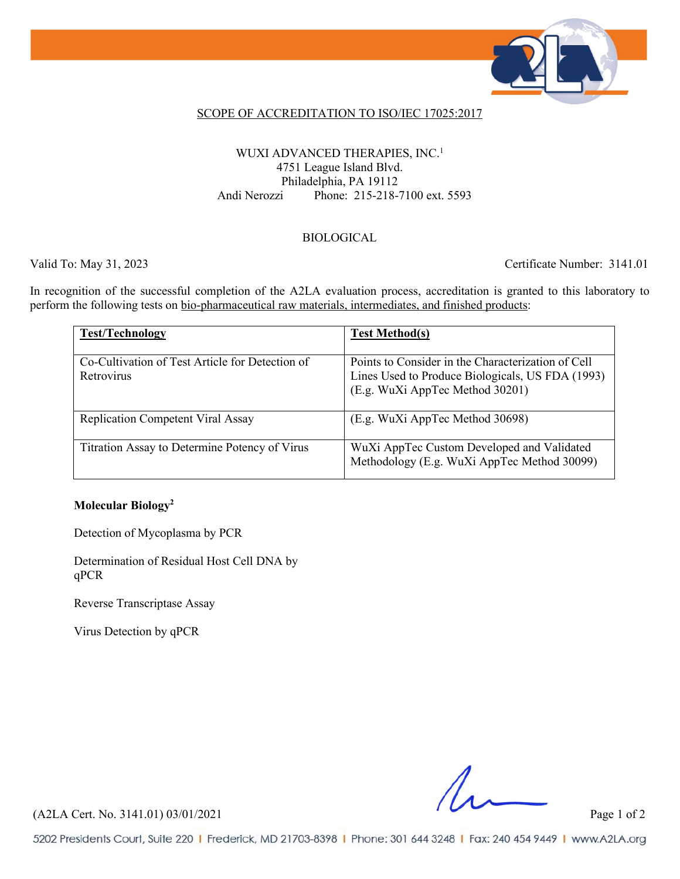## SCOPE OF ACCREDITATION TO ISO/IEC 17025:2017

WUXI ADVANCED THERAPIES, INC.[1]
4751 League Island Blvd.
Philadelphia, PA 19112
Andi Nerozzi Phone: 215-218-7100 ext. 5593

### BIOLOGICAL

Valid To: May 31, 2023 Certificate Number: 3141.01

In recognition of the successful completion of the A2LA evaluation process, accreditation is granted to this laboratory to perform the following tests on bio-pharmaceutical raw materials, intermediates, and finished products:

| Test/Technology | Test Method(s) |
|---|---|
| Co-Cultivation of Test Article for Detection of Retrovirus | Points to Consider in the Characterization of Cell Lines Used to Produce Biologicals, US FDA (1993) (E.g. WuXi AppTec Method 30201) |
| Replication Competent Viral Assay | (E.g. WuXi AppTec Method 30698) |
| Titration Assay to Determine Potency of Virus | WuXi AppTec Custom Developed and Validated Methodology (E.g. WuXi AppTec Method 30099) |

**Molecular Biology[2]**

Detection of Mycoplasma by PCR

Determination of Residual Host Cell DNA by qPCR

Reverse Transcriptase Assay

Virus Detection by qPCR

(A2LA Cert. No. 3141.01) 03/01/2021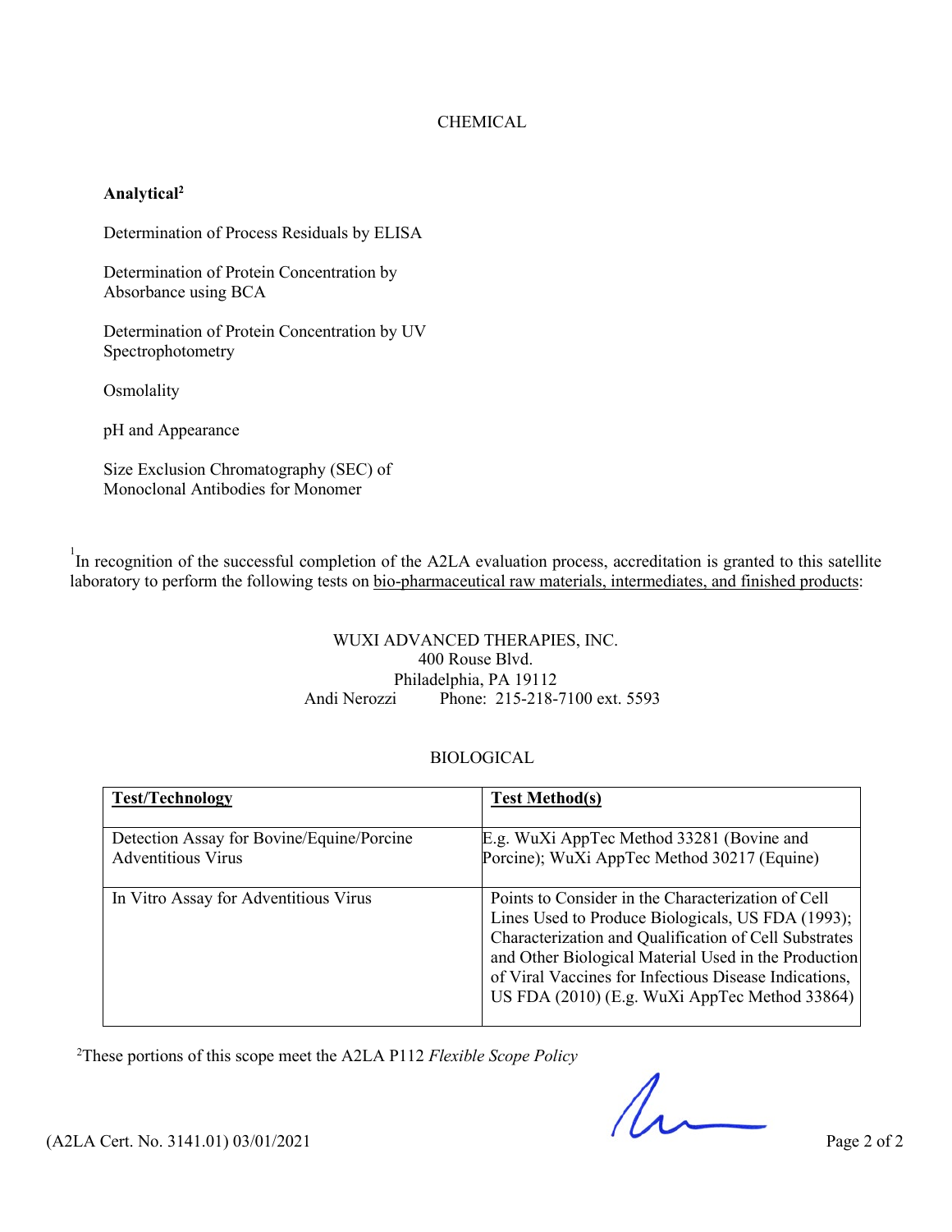CHEMICAL

**Analytical**[2]

Determination of Process Residuals by ELISA

Determination of Protein Concentration by Absorbance using BCA

Determination of Protein Concentration by UV Spectrophotometry

Osmolality

pH and Appearance

Size Exclusion Chromatography (SEC) of Monoclonal Antibodies for Monomer

[1]In recognition of the successful completion of the A2LA evaluation process, accreditation is granted to this satellite laboratory to perform the following tests on bio-pharmaceutical raw materials, intermediates, and finished products:

WUXI ADVANCED THERAPIES, INC.
400 Rouse Blvd.
Philadelphia, PA 19112
Andi Nerozzi Phone: 215-218-7100 ext. 5593

BIOLOGICAL

| **Test/Technology** | **Test Method(s)** |
|---|---|
| Detection Assay for Bovine/Equine/Porcine Adventitious Virus | E.g. WuXi AppTec Method 33281 (Bovine and Porcine); WuXi AppTec Method 30217 (Equine) |
| In Vitro Assay for Adventitious Virus | Points to Consider in the Characterization of Cell Lines Used to Produce Biologicals, US FDA (1993); Characterization and Qualification of Cell Substrates and Other Biological Material Used in the Production of Viral Vaccines for Infectious Disease Indications, US FDA (2010) (E.g. WuXi AppTec Method 33864) |

[2]These portions of this scope meet the A2LA P112 *Flexible Scope Policy*

(A2LA Cert. No. 3141.01) 03/01/2021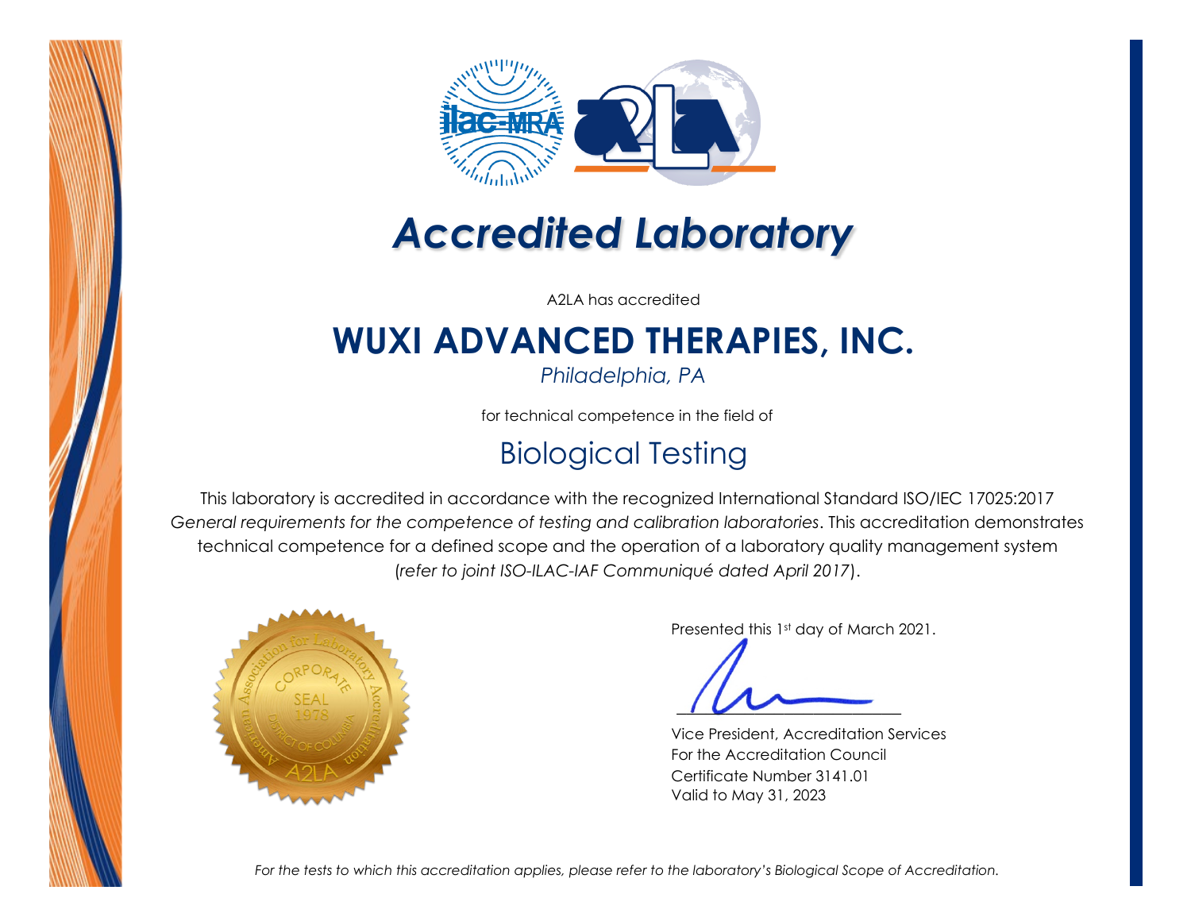# Accredited Laboratory

A2LA has accredited

## WUXI ADVANCED THERAPIES, INC.

*Philadelphia, PA*

for technical competence in the field of

## Biological Testing

This laboratory is accredited in accordance with the recognized International Standard ISO/IEC 17025:2017 *General requirements for the competence of testing and calibration laboratories*. This accreditation demonstrates technical competence for a defined scope and the operation of a laboratory quality management system (*refer to joint ISO-ILAC-IAF Communiqué dated April 2017*).

Presented this 1st day of March 2021.

Vice President, Accreditation Services
For the Accreditation Council
Certificate Number 3141.01
Valid to May 31, 2023

*For the tests to which this accreditation applies, please refer to the laboratory's Biological Scope of Accreditation.*